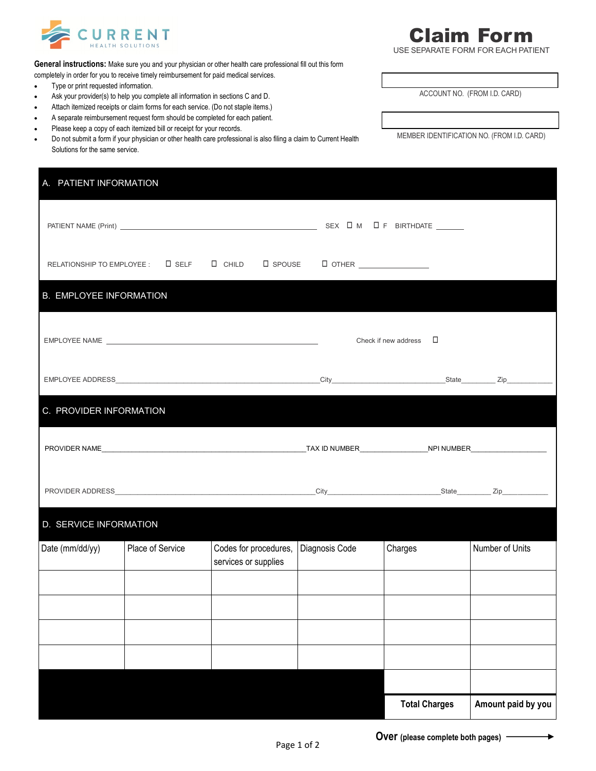CURRENT
HEALTH SOLUTIONS

# Claim Form

USE SEPARATE FORM FOR EACH PATIENT

**General instructions:** Make sure you and your physician or other health care professional fill out this form completely in order for you to receive timely reimbursement for paid medical services.

- Type or print requested information.
- Ask your provider(s) to help you complete all information in sections C and D.
- Attach itemized receipts or claim forms for each service. (Do not staple items.)
- A separate reimbursement request form should be completed for each patient.
- Please keep a copy of each itemized bill or receipt for your records.
- Do not submit a form if your physician or other health care professional is also filing a claim to Current Health Solutions for the same service.

ACCOUNT NO. (FROM I.D. CARD) ____________________

MEMBER IDENTIFICATION NO. (FROM I.D. CARD) ____________________

## A. PATIENT INFORMATION

PATIENT NAME (Print) ______________________________ SEX ☐ M ☐ F BIRTHDATE _______

RELATIONSHIP TO EMPLOYEE : ☐ SELF ☐ CHILD ☐ SPOUSE ☐ OTHER ________________

## B. EMPLOYEE INFORMATION

EMPLOYEE NAME ______________________________ Check if new address ☐

EMPLOYEE ADDRESS______________________________City______________________State________ Zip____________

## C. PROVIDER INFORMATION

PROVIDER NAME______________________________TAX ID NUMBER________________NPI NUMBER__________________

PROVIDER ADDRESS______________________________City______________________State________ Zip____________

## D. SERVICE INFORMATION

| Date (mm/dd/yy) | Place of Service | Codes for procedures, services or supplies | Diagnosis Code | Charges | Number of Units |
|---|---|---|---|---|---|
| | | | | | |
| | | | | | |
| | | | | | |
| | | | | | |
| | | | | | |
| | | | | **Total Charges** | **Amount paid by you** |

**Over** (please complete both pages) →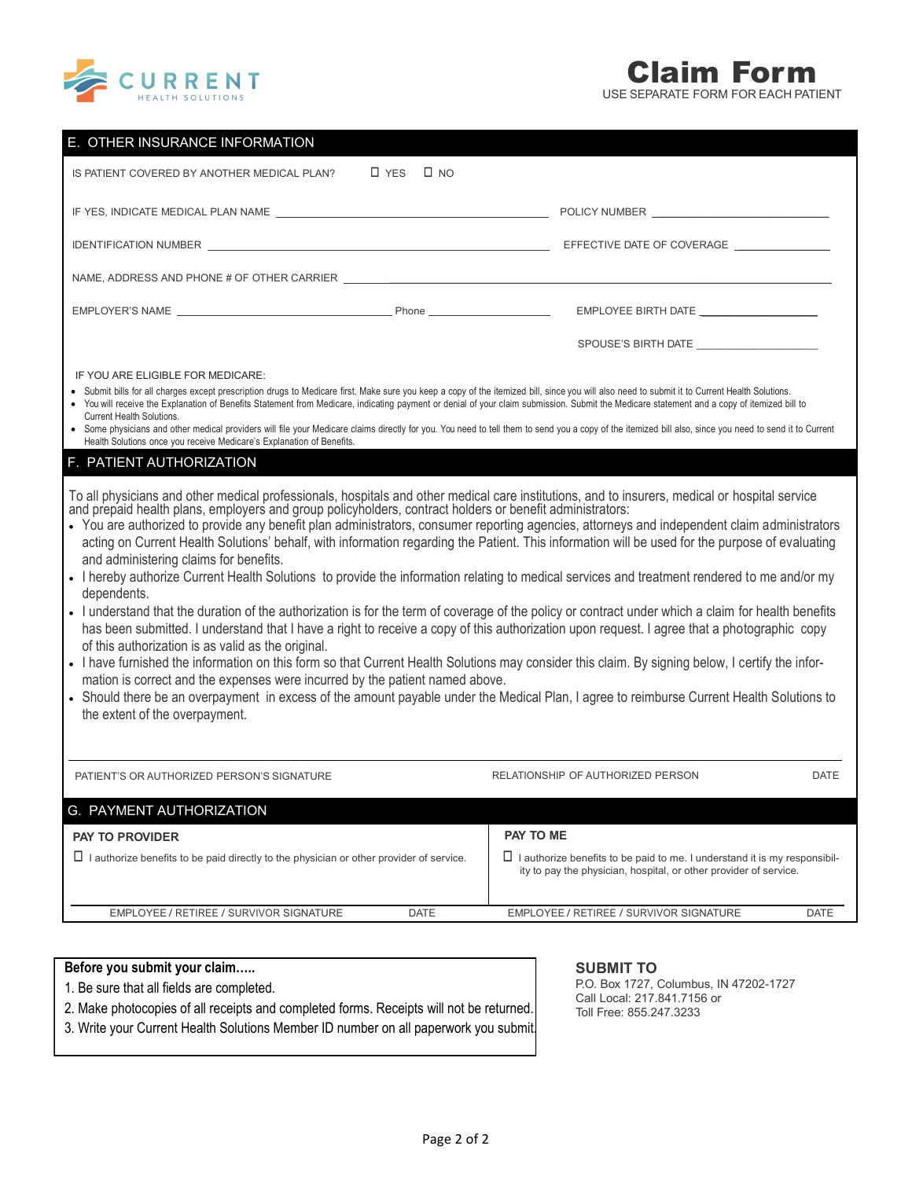CURRENT HEALTH SOLUTIONS

# Claim Form

USE SEPARATE FORM FOR EACH PATIENT

## E. OTHER INSURANCE INFORMATION

IS PATIENT COVERED BY ANOTHER MEDICAL PLAN? ☐ YES ☐ NO

IF YES, INDICATE MEDICAL PLAN NAME \_\_\_\_\_\_\_\_\_\_\_\_\_\_\_\_\_\_\_\_ POLICY NUMBER \_\_\_\_\_\_\_\_\_\_\_\_\_\_\_\_\_\_\_\_

IDENTIFICATION NUMBER \_\_\_\_\_\_\_\_\_\_\_\_\_\_\_\_\_\_\_\_ EFFECTIVE DATE OF COVERAGE \_\_\_\_\_\_\_\_\_\_\_\_\_\_\_\_\_\_\_\_

NAME, ADDRESS AND PHONE # OF OTHER CARRIER \_\_\_\_\_\_\_\_\_\_\_\_\_\_\_\_\_\_\_\_

EMPLOYER'S NAME \_\_\_\_\_\_\_\_\_\_\_\_\_\_\_\_\_\_\_\_ Phone \_\_\_\_\_\_\_\_\_\_\_\_\_\_\_\_\_\_\_\_ EMPLOYEE BIRTH DATE \_\_\_\_\_\_\_\_\_\_\_\_\_\_\_\_\_\_\_\_

SPOUSE'S BIRTH DATE \_\_\_\_\_\_\_\_\_\_\_\_\_\_\_\_\_\_\_\_

IF YOU ARE ELIGIBLE FOR MEDICARE:

- Submit bills for all charges except prescription drugs to Medicare first. Make sure you keep a copy of the itemized bill, since you will also need to submit it to Current Health Solutions.
- You will receive the Explanation of Benefits Statement from Medicare, indicating payment or denial of your claim submission. Submit the Medicare statement and a copy of itemized bill to Current Health Solutions.
- Some physicians and other medical providers will file your Medicare claims directly for you. You need to tell them to send you a copy of the itemized bill also, since you need to send it to Current Health Solutions once you receive Medicare's Explanation of Benefits.

## F. PATIENT AUTHORIZATION

To all physicians and other medical professionals, hospitals and other medical care institutions, and to insurers, medical or hospital service and prepaid health plans, employers and group policyholders, contract holders or benefit administrators:

- You are authorized to provide any benefit plan administrators, consumer reporting agencies, attorneys and independent claim administrators acting on Current Health Solutions' behalf, with information regarding the Patient. This information will be used for the purpose of evaluating and administering claims for benefits.
- I hereby authorize Current Health Solutions to provide the information relating to medical services and treatment rendered to me and/or my dependents.
- I understand that the duration of the authorization is for the term of coverage of the policy or contract under which a claim for health benefits has been submitted. I understand that I have a right to receive a copy of this authorization upon request. I agree that a photographic copy of this authorization is as valid as the original.
- I have furnished the information on this form so that Current Health Solutions may consider this claim. By signing below, I certify the information is correct and the expenses were incurred by the patient named above.
- Should there be an overpayment in excess of the amount payable under the Medical Plan, I agree to reimburse Current Health Solutions to the extent of the overpayment.

\_\_\_\_\_\_\_\_\_\_\_\_\_\_\_\_\_\_\_\_\_\_\_\_\_\_\_\_\_\_\_\_\_\_\_\_\_\_\_\_

PATIENT'S OR AUTHORIZED PERSON'S SIGNATURE RELATIONSHIP OF AUTHORIZED PERSON DATE

## G. PAYMENT AUTHORIZATION

**PAY TO PROVIDER**

☐ I authorize benefits to be paid directly to the physician or other provider of service.

EMPLOYEE / RETIREE / SURVIVOR SIGNATURE DATE

**PAY TO ME**

☐ I authorize benefits to be paid to me. I understand it is my responsibility to pay the physician, hospital, or other provider of service.

EMPLOYEE / RETIREE / SURVIVOR SIGNATURE DATE

**Before you submit your claim.....**

1. Be sure that all fields are completed.
2. Make photocopies of all receipts and completed forms. Receipts will not be returned.
3. Write your Current Health Solutions Member ID number on all paperwork you submit.

**SUBMIT TO**

P.O. Box 1727, Columbus, IN 47202-1727
Call Local: 217.841.7156 or
Toll Free: 855.247.3233